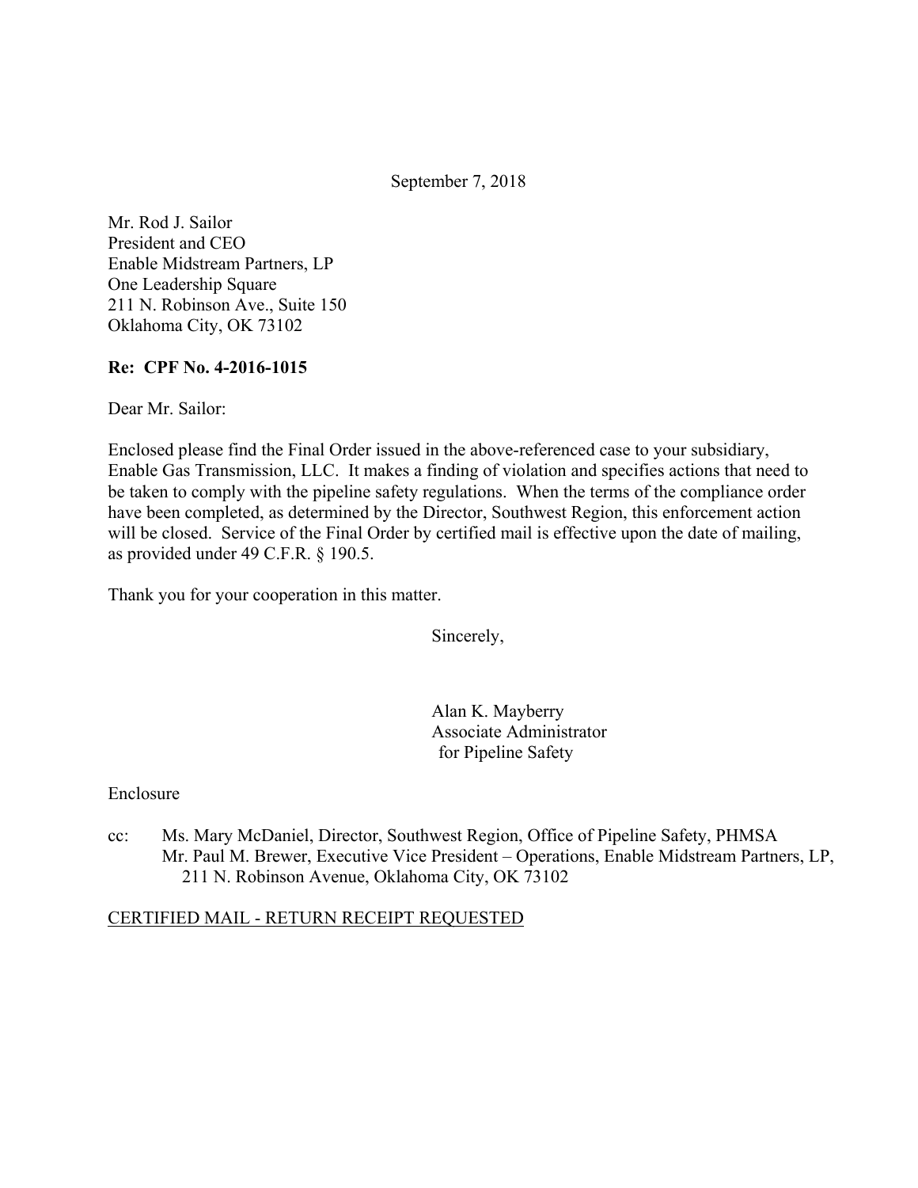September 7, 2018

Mr. Rod J. Sailor
President and CEO
Enable Midstream Partners, LP
One Leadership Square
211 N. Robinson Ave., Suite 150
Oklahoma City, OK 73102

**Re: CPF No. 4-2016-1015**

Dear Mr. Sailor:

Enclosed please find the Final Order issued in the above-referenced case to your subsidiary, Enable Gas Transmission, LLC. It makes a finding of violation and specifies actions that need to be taken to comply with the pipeline safety regulations. When the terms of the compliance order have been completed, as determined by the Director, Southwest Region, this enforcement action will be closed. Service of the Final Order by certified mail is effective upon the date of mailing, as provided under 49 C.F.R. § 190.5.

Thank you for your cooperation in this matter.

Sincerely,

Alan K. Mayberry
Associate Administrator
for Pipeline Safety

Enclosure

cc: Ms. Mary McDaniel, Director, Southwest Region, Office of Pipeline Safety, PHMSA
Mr. Paul M. Brewer, Executive Vice President – Operations, Enable Midstream Partners, LP, 211 N. Robinson Avenue, Oklahoma City, OK 73102

CERTIFIED MAIL - RETURN RECEIPT REQUESTED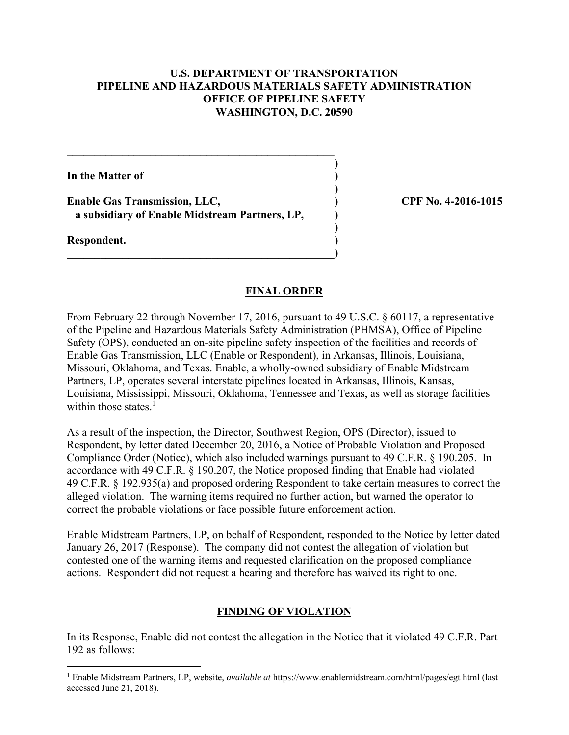**U.S. DEPARTMENT OF TRANSPORTATION**
**PIPELINE AND HAZARDOUS MATERIALS SAFETY ADMINISTRATION**
**OFFICE OF PIPELINE SAFETY**
**WASHINGTON, D.C. 20590**

**In the Matter of**

**Enable Gas Transmission, LLC,**
**a subsidiary of Enable Midstream Partners, LP,**

**Respondent.**

**CPF No. 4-2016-1015**

## FINAL ORDER

From February 22 through November 17, 2016, pursuant to 49 U.S.C. § 60117, a representative of the Pipeline and Hazardous Materials Safety Administration (PHMSA), Office of Pipeline Safety (OPS), conducted an on-site pipeline safety inspection of the facilities and records of Enable Gas Transmission, LLC (Enable or Respondent), in Arkansas, Illinois, Louisiana, Missouri, Oklahoma, and Texas. Enable, a wholly-owned subsidiary of Enable Midstream Partners, LP, operates several interstate pipelines located in Arkansas, Illinois, Kansas, Louisiana, Mississippi, Missouri, Oklahoma, Tennessee and Texas, as well as storage facilities within those states.[1]

As a result of the inspection, the Director, Southwest Region, OPS (Director), issued to Respondent, by letter dated December 20, 2016, a Notice of Probable Violation and Proposed Compliance Order (Notice), which also included warnings pursuant to 49 C.F.R. § 190.205. In accordance with 49 C.F.R. § 190.207, the Notice proposed finding that Enable had violated 49 C.F.R. § 192.935(a) and proposed ordering Respondent to take certain measures to correct the alleged violation. The warning items required no further action, but warned the operator to correct the probable violations or face possible future enforcement action.

Enable Midstream Partners, LP, on behalf of Respondent, responded to the Notice by letter dated January 26, 2017 (Response). The company did not contest the allegation of violation but contested one of the warning items and requested clarification on the proposed compliance actions. Respondent did not request a hearing and therefore has waived its right to one.

## FINDING OF VIOLATION

In its Response, Enable did not contest the allegation in the Notice that it violated 49 C.F.R. Part 192 as follows:

[1] Enable Midstream Partners, LP, website, *available at* https://www.enablemidstream.com/html/pages/egt html (last accessed June 21, 2018).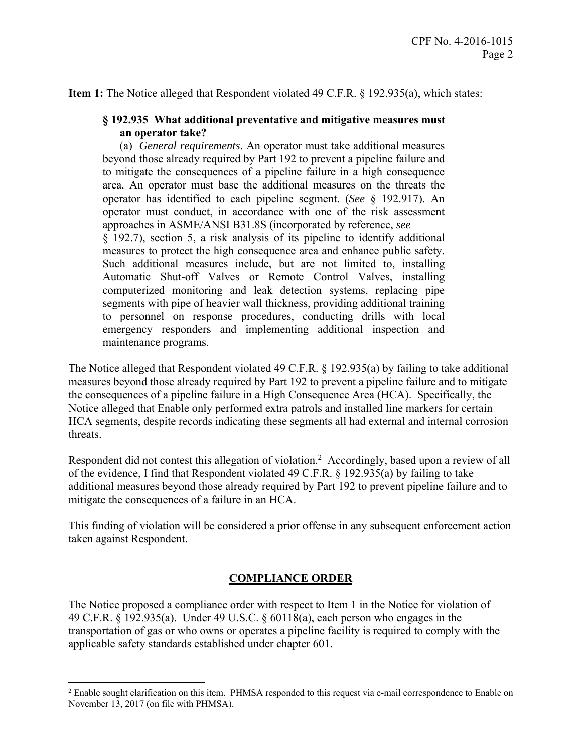**Item 1:** The Notice alleged that Respondent violated 49 C.F.R. § 192.935(a), which states:

> **§ 192.935 What additional preventative and mitigative measures must an operator take?**
>
> (a) *General requirements*. An operator must take additional measures beyond those already required by Part 192 to prevent a pipeline failure and to mitigate the consequences of a pipeline failure in a high consequence area. An operator must base the additional measures on the threats the operator has identified to each pipeline segment. (*See* § 192.917). An operator must conduct, in accordance with one of the risk assessment approaches in ASME/ANSI B31.8S (incorporated by reference, *see* § 192.7), section 5, a risk analysis of its pipeline to identify additional measures to protect the high consequence area and enhance public safety. Such additional measures include, but are not limited to, installing Automatic Shut-off Valves or Remote Control Valves, installing computerized monitoring and leak detection systems, replacing pipe segments with pipe of heavier wall thickness, providing additional training to personnel on response procedures, conducting drills with local emergency responders and implementing additional inspection and maintenance programs.

The Notice alleged that Respondent violated 49 C.F.R. § 192.935(a) by failing to take additional measures beyond those already required by Part 192 to prevent a pipeline failure and to mitigate the consequences of a pipeline failure in a High Consequence Area (HCA). Specifically, the Notice alleged that Enable only performed extra patrols and installed line markers for certain HCA segments, despite records indicating these segments all had external and internal corrosion threats.

Respondent did not contest this allegation of violation.[2] Accordingly, based upon a review of all of the evidence, I find that Respondent violated 49 C.F.R. § 192.935(a) by failing to take additional measures beyond those already required by Part 192 to prevent pipeline failure and to mitigate the consequences of a failure in an HCA.

This finding of violation will be considered a prior offense in any subsequent enforcement action taken against Respondent.

## COMPLIANCE ORDER

The Notice proposed a compliance order with respect to Item 1 in the Notice for violation of 49 C.F.R. § 192.935(a). Under 49 U.S.C. § 60118(a), each person who engages in the transportation of gas or who owns or operates a pipeline facility is required to comply with the applicable safety standards established under chapter 601.

---

[2] Enable sought clarification on this item. PHMSA responded to this request via e-mail correspondence to Enable on November 13, 2017 (on file with PHMSA).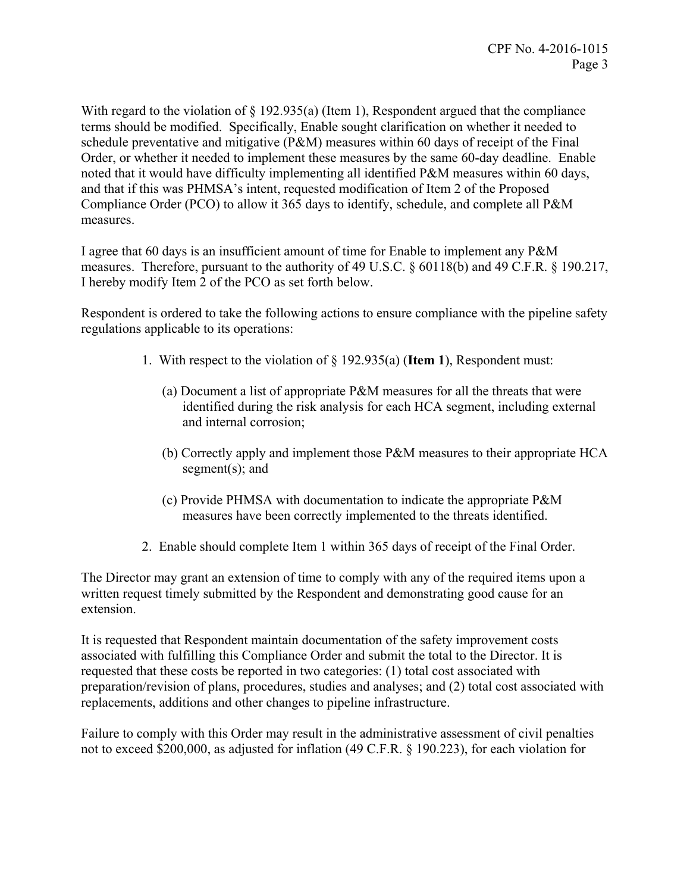With regard to the violation of § 192.935(a) (Item 1), Respondent argued that the compliance terms should be modified. Specifically, Enable sought clarification on whether it needed to schedule preventative and mitigative (P&M) measures within 60 days of receipt of the Final Order, or whether it needed to implement these measures by the same 60-day deadline. Enable noted that it would have difficulty implementing all identified P&M measures within 60 days, and that if this was PHMSA's intent, requested modification of Item 2 of the Proposed Compliance Order (PCO) to allow it 365 days to identify, schedule, and complete all P&M measures.

I agree that 60 days is an insufficient amount of time for Enable to implement any P&M measures. Therefore, pursuant to the authority of 49 U.S.C. § 60118(b) and 49 C.F.R. § 190.217, I hereby modify Item 2 of the PCO as set forth below.

Respondent is ordered to take the following actions to ensure compliance with the pipeline safety regulations applicable to its operations:

1. With respect to the violation of § 192.935(a) (**Item 1**), Respondent must:

   (a) Document a list of appropriate P&M measures for all the threats that were identified during the risk analysis for each HCA segment, including external and internal corrosion;

   (b) Correctly apply and implement those P&M measures to their appropriate HCA segment(s); and

   (c) Provide PHMSA with documentation to indicate the appropriate P&M measures have been correctly implemented to the threats identified.

2. Enable should complete Item 1 within 365 days of receipt of the Final Order.

The Director may grant an extension of time to comply with any of the required items upon a written request timely submitted by the Respondent and demonstrating good cause for an extension.

It is requested that Respondent maintain documentation of the safety improvement costs associated with fulfilling this Compliance Order and submit the total to the Director. It is requested that these costs be reported in two categories: (1) total cost associated with preparation/revision of plans, procedures, studies and analyses; and (2) total cost associated with replacements, additions and other changes to pipeline infrastructure.

Failure to comply with this Order may result in the administrative assessment of civil penalties not to exceed $200,000, as adjusted for inflation (49 C.F.R. § 190.223), for each violation for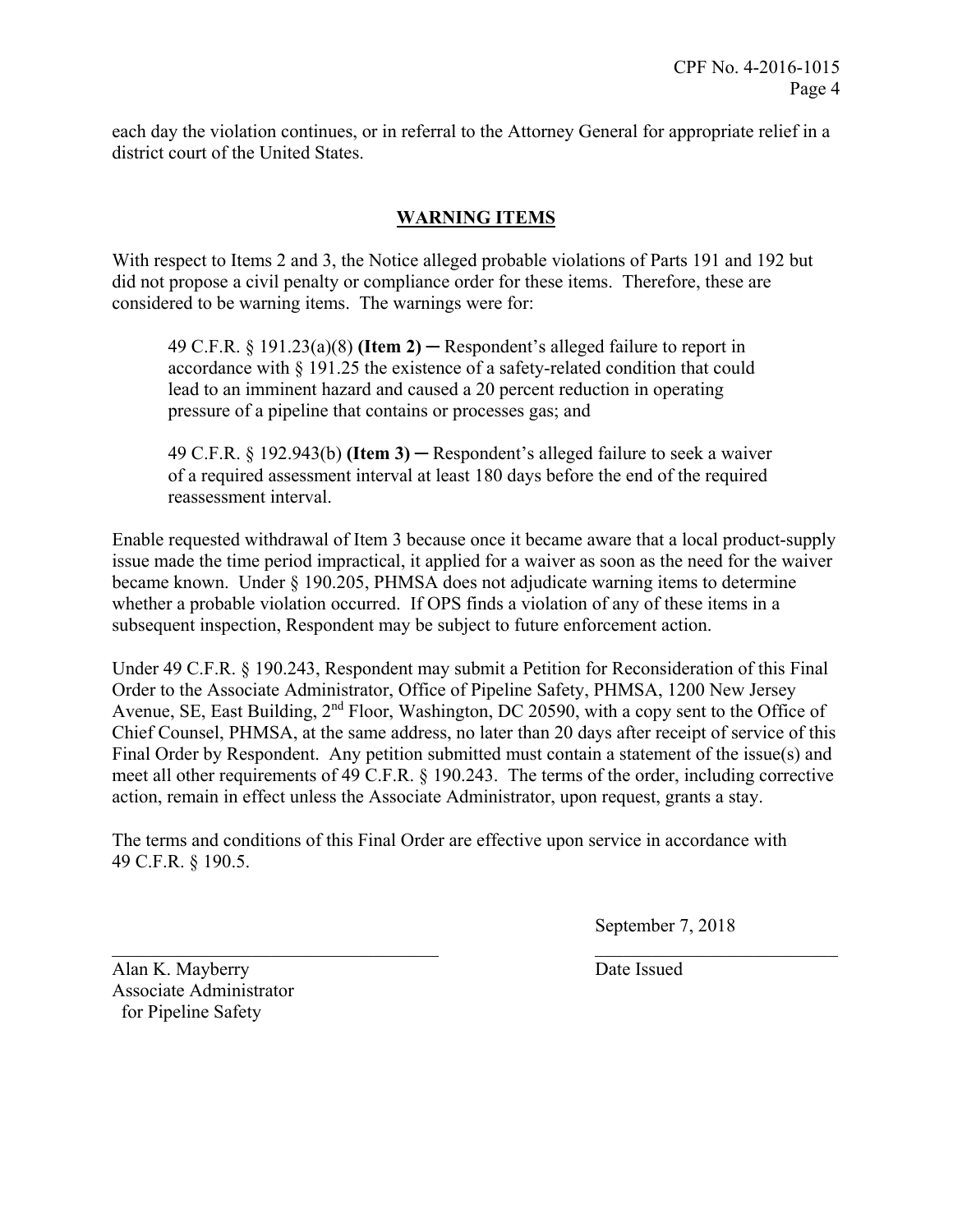each day the violation continues, or in referral to the Attorney General for appropriate relief in a district court of the United States.

## WARNING ITEMS

With respect to Items 2 and 3, the Notice alleged probable violations of Parts 191 and 192 but did not propose a civil penalty or compliance order for these items. Therefore, these are considered to be warning items. The warnings were for:

> 49 C.F.R. § 191.23(a)(8) **(Item 2)** ─ Respondent's alleged failure to report in accordance with § 191.25 the existence of a safety-related condition that could lead to an imminent hazard and caused a 20 percent reduction in operating pressure of a pipeline that contains or processes gas; and
>
> 49 C.F.R. § 192.943(b) **(Item 3)** ─ Respondent's alleged failure to seek a waiver of a required assessment interval at least 180 days before the end of the required reassessment interval.

Enable requested withdrawal of Item 3 because once it became aware that a local product-supply issue made the time period impractical, it applied for a waiver as soon as the need for the waiver became known. Under § 190.205, PHMSA does not adjudicate warning items to determine whether a probable violation occurred. If OPS finds a violation of any of these items in a subsequent inspection, Respondent may be subject to future enforcement action.

Under 49 C.F.R. § 190.243, Respondent may submit a Petition for Reconsideration of this Final Order to the Associate Administrator, Office of Pipeline Safety, PHMSA, 1200 New Jersey Avenue, SE, East Building, 2nd Floor, Washington, DC 20590, with a copy sent to the Office of Chief Counsel, PHMSA, at the same address, no later than 20 days after receipt of service of this Final Order by Respondent. Any petition submitted must contain a statement of the issue(s) and meet all other requirements of 49 C.F.R. § 190.243. The terms of the order, including corrective action, remain in effect unless the Associate Administrator, upon request, grants a stay.

The terms and conditions of this Final Order are effective upon service in accordance with 49 C.F.R. § 190.5.

\_\_\_\_\_\_\_\_\_\_\_\_\_\_\_\_\_\_\_\_\_\_\_\_\_\_\_\_\_\_\_\_\_\_
Alan K. Mayberry
Associate Administrator
for Pipeline Safety

September 7, 2018
\_\_\_\_\_\_\_\_\_\_\_\_\_\_\_\_\_\_\_\_\_\_\_\_\_\_\_\_
Date Issued